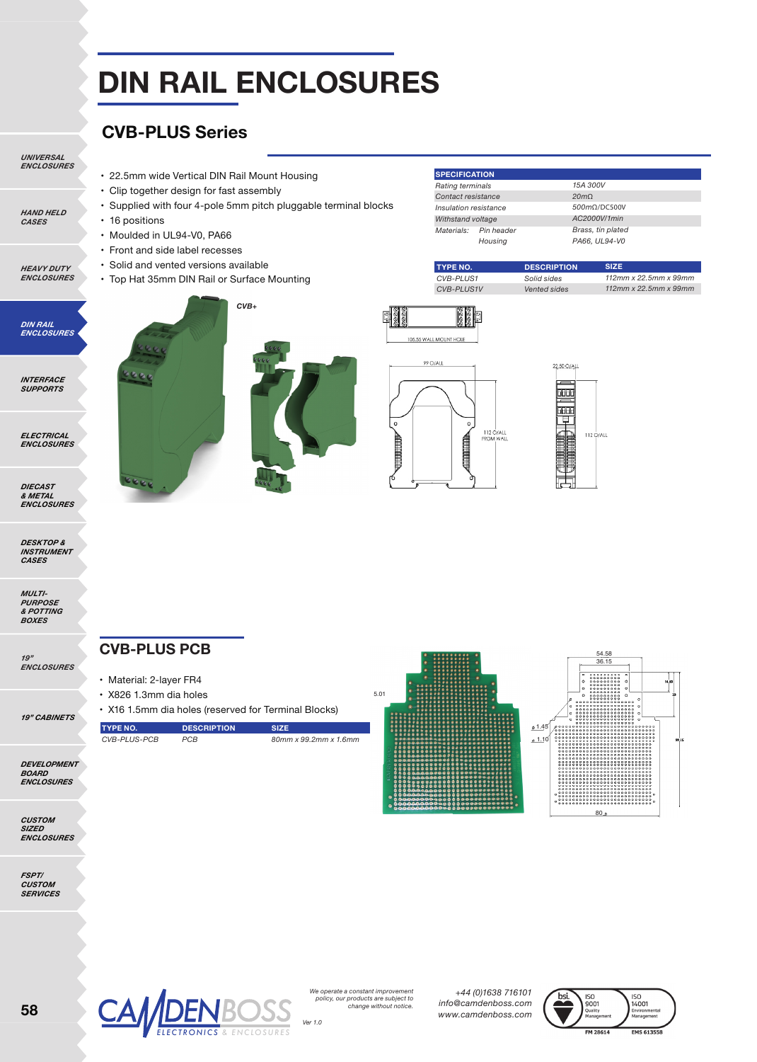# DIN RAIL ENCLOSURES

## CVB-PLUS Series

- 22.5mm wide Vertical DIN Rail Mount Housing
- Clip together design for fast assembly
- Supplied with four 4-pole 5mm pitch pluggable terminal blocks
- 16 positions
- Moulded in UL94-V0, PA66
- Front and side label recesses
- Solid and vented versions available
- Top Hat 35mm DIN Rail or Surface Mounting

| SPECIFICATION | | |
|---|---|---|
| *Rating terminals* | | *15A 300V* |
| *Contact resistance* | | *20mΩ* |
| *Insulation resistance* | | *500mΩ/DC500V* |
| *Withstand voltage* | | *AC2000V/1min* |
| *Materials:* | *Pin header* | *Brass, tin plated* |
| | *Housing* | *PA66, UL94-V0* |

| TYPE NO. | DESCRIPTION | SIZE |
|---|---|---|
| *CVB-PLUS1* | *Solid sides* | *112mm x 22.5mm x 99mm* |
| *CVB-PLUS1V* | *Vented sides* | *112mm x 22.5mm x 99mm* |

## CVB-PLUS PCB

- Material: 2-layer FR4
- X826 1.3mm dia holes
- X16 1.5mm dia holes (reserved for Terminal Blocks)

| TYPE NO. | DESCRIPTION | SIZE |
|---|---|---|
| *CVB-PLUS-PCB* | *PCB* | *80mm x 99.2mm x 1.6mm* |

*We operate a constant improvement policy, our products are subject to change without notice.*

*Ver 1.0*

+44 (0)1638 716101
info@camdenboss.com
www.camdenboss.com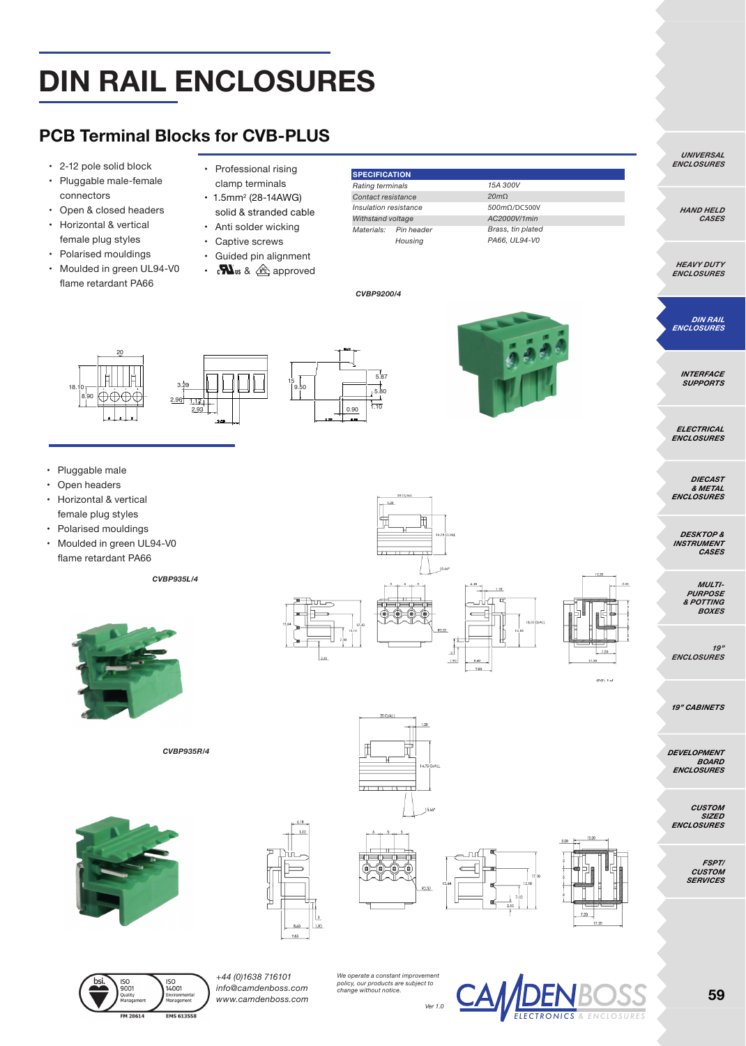# DIN RAIL ENCLOSURES

## PCB Terminal Blocks for CVB-PLUS

- 2-12 pole solid block
- Pluggable male-female connectors
- Open & closed headers
- Horizontal & vertical female plug styles
- Polarised mouldings
- Moulded in green UL94-V0 flame retardant PA66

- Professional rising clamp terminals
- 1.5mm² (28-14AWG) solid & stranded cable
- Anti solder wicking
- Captive screws
- Guided pin alignment
- cULus & VDE approved

| SPECIFICATION | |
|---|---|
| Rating terminals | 15A 300V |
| Contact resistance | 20mΩ |
| Insulation resistance | 500mΩ/DC500V |
| Withstand voltage | AC2000V/1min |
| Materials: Pin header | Brass, tin plated |
| Housing | PA66, UL94-V0 |

CVBP9200/4

- Pluggable male
- Open headers
- Horizontal & vertical female plug styles
- Polarised mouldings
- Moulded in green UL94-V0 flame retardant PA66

CVBP935L/4

CVBP935R/4

+44 (0)1638 716101
info@camdenboss.com
www.camdenboss.com

We operate a constant improvement policy, our products are subject to change without notice.

Ver 1.0